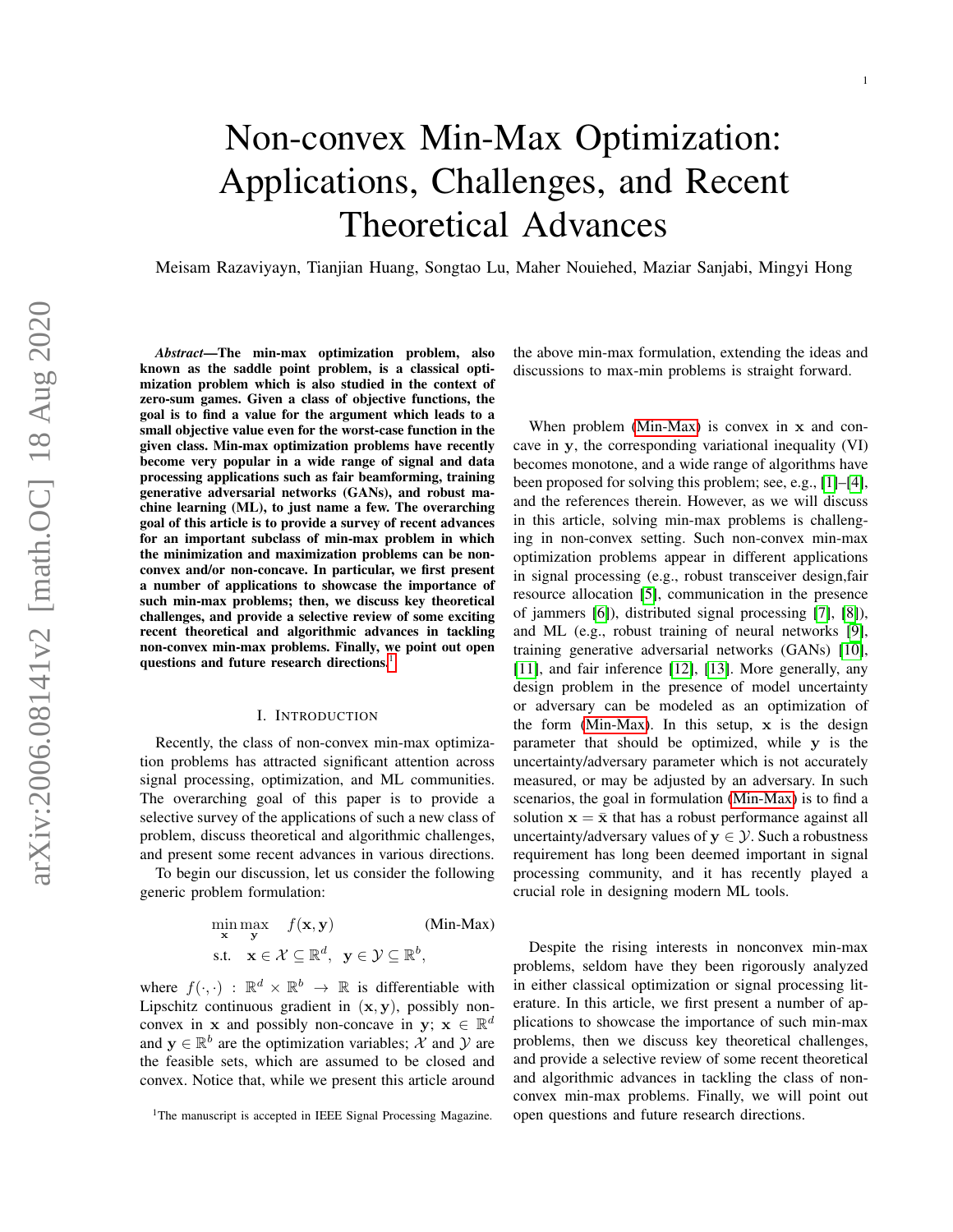# Non-convex Min-Max Optimization: Applications, Challenges, and Recent Theoretical Advances

Meisam Razaviyayn, Tianjian Huang, Songtao Lu, Maher Nouiehed, Maziar Sanjabi, Mingyi Hong

***Abstract*—The min-max optimization problem, also known as the saddle point problem, is a classical optimization problem which is also studied in the context of zero-sum games. Given a class of objective functions, the goal is to find a value for the argument which leads to a small objective value even for the worst-case function in the given class. Min-max optimization problems have recently become very popular in a wide range of signal and data processing applications such as fair beamforming, training generative adversarial networks (GANs), and robust machine learning (ML), to just name a few. The overarching goal of this article is to provide a survey of recent advances for an important subclass of min-max problem in which the minimization and maximization problems can be non-convex and/or non-concave. In particular, we first present a number of applications to showcase the importance of such min-max problems; then, we discuss key theoretical challenges, and provide a selective review of some exciting recent theoretical and algorithmic advances in tackling non-convex min-max problems. Finally, we point out open questions and future research directions.[1]**

## I. Introduction

Recently, the class of non-convex min-max optimization problems has attracted significant attention across signal processing, optimization, and ML communities. The overarching goal of this paper is to provide a selective survey of the applications of such a new class of problem, discuss theoretical and algorithmic challenges, and present some recent advances in various directions.

To begin our discussion, let us consider the following generic problem formulation:

$$\min_{\mathbf{x}} \max_{\mathbf{y}} \quad f(\mathbf{x}, \mathbf{y}) \qquad \text{(Min-Max)}$$
$$\text{s.t.} \quad \mathbf{x} \in \mathcal{X} \subseteq \mathbb{R}^d, \;\; \mathbf{y} \in \mathcal{Y} \subseteq \mathbb{R}^b,$$

where $f(\cdot,\cdot) : \mathbb{R}^d \times \mathbb{R}^b \to \mathbb{R}$ is differentiable with Lipschitz continuous gradient in $(\mathbf{x}, \mathbf{y})$, possibly non-convex in $\mathbf{x}$ and possibly non-concave in $\mathbf{y}$; $\mathbf{x} \in \mathbb{R}^d$ and $\mathbf{y} \in \mathbb{R}^b$ are the optimization variables; $\mathcal{X}$ and $\mathcal{Y}$ are the feasible sets, which are assumed to be closed and convex. Notice that, while we present this article around the above min-max formulation, extending the ideas and discussions to max-min problems is straight forward.

When problem (Min-Max) is convex in $\mathbf{x}$ and concave in $\mathbf{y}$, the corresponding variational inequality (VI) becomes monotone, and a wide range of algorithms have been proposed for solving this problem; see, e.g., [1]–[4], and the references therein. However, as we will discuss in this article, solving min-max problems is challenging in non-convex setting. Such non-convex min-max optimization problems appear in different applications in signal processing (e.g., robust transceiver design,fair resource allocation [5], communication in the presence of jammers [6]), distributed signal processing [7], [8]), and ML (e.g., robust training of neural networks [9], training generative adversarial networks (GANs) [10], [11], and fair inference [12], [13]. More generally, any design problem in the presence of model uncertainty or adversary can be modeled as an optimization of the form (Min-Max). In this setup, $\mathbf{x}$ is the design parameter that should be optimized, while $\mathbf{y}$ is the uncertainty/adversary parameter which is not accurately measured, or may be adjusted by an adversary. In such scenarios, the goal in formulation (Min-Max) is to find a solution $\mathbf{x} = \bar{\mathbf{x}}$ that has a robust performance against all uncertainty/adversary values of $\mathbf{y} \in \mathcal{Y}$. Such a robustness requirement has long been deemed important in signal processing community, and it has recently played a crucial role in designing modern ML tools.

Despite the rising interests in nonconvex min-max problems, seldom have they been rigorously analyzed in either classical optimization or signal processing literature. In this article, we first present a number of applications to showcase the importance of such min-max problems, then we discuss key theoretical challenges, and provide a selective review of some recent theoretical and algorithmic advances in tackling the class of non-convex min-max problems. Finally, we will point out open questions and future research directions.

[1]The manuscript is accepted in IEEE Signal Processing Magazine.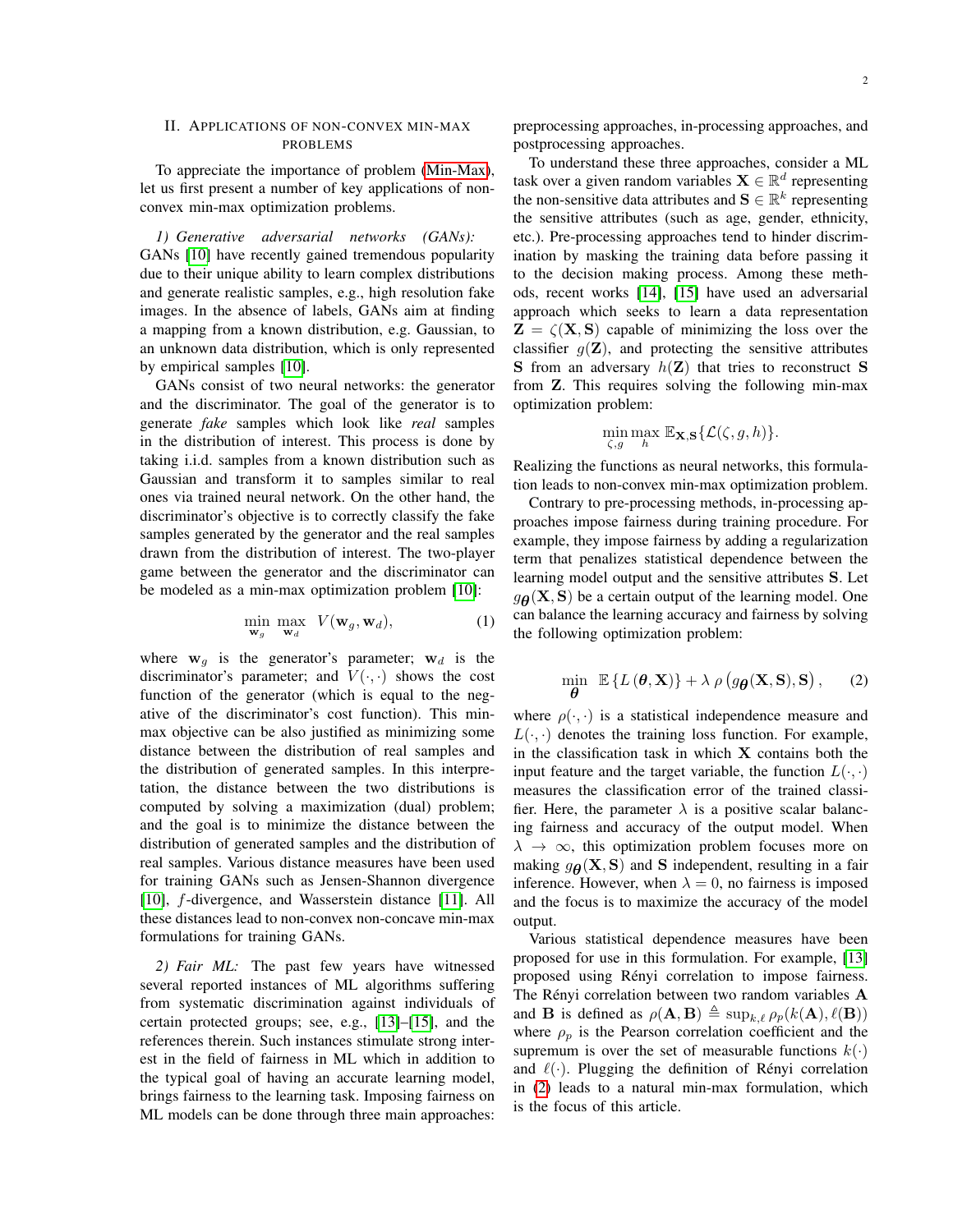## II. Applications of non-convex min-max problems

To appreciate the importance of problem (Min-Max), let us first present a number of key applications of non-convex min-max optimization problems.

*1) Generative adversarial networks (GANs):* GANs [10] have recently gained tremendous popularity due to their unique ability to learn complex distributions and generate realistic samples, e.g., high resolution fake images. In the absence of labels, GANs aim at finding a mapping from a known distribution, e.g. Gaussian, to an unknown data distribution, which is only represented by empirical samples [10].

GANs consist of two neural networks: the generator and the discriminator. The goal of the generator is to generate *fake* samples which look like *real* samples in the distribution of interest. This process is done by taking i.i.d. samples from a known distribution such as Gaussian and transform it to samples similar to real ones via trained neural network. On the other hand, the discriminator's objective is to correctly classify the fake samples generated by the generator and the real samples drawn from the distribution of interest. The two-player game between the generator and the discriminator can be modeled as a min-max optimization problem [10]:

$$\min_{\mathbf{w}_g} \max_{\mathbf{w}_d} \; V(\mathbf{w}_g, \mathbf{w}_d), \tag{1}$$

where $\mathbf{w}_g$ is the generator's parameter; $\mathbf{w}_d$ is the discriminator's parameter; and $V(\cdot, \cdot)$ shows the cost function of the generator (which is equal to the negative of the discriminator's cost function). This min-max objective can be also justified as minimizing some distance between the distribution of real samples and the distribution of generated samples. In this interpretation, the distance between the two distributions is computed by solving a maximization (dual) problem; and the goal is to minimize the distance between the distribution of generated samples and the distribution of real samples. Various distance measures have been used for training GANs such as Jensen-Shannon divergence [10], $f$-divergence, and Wasserstein distance [11]. All these distances lead to non-convex non-concave min-max formulations for training GANs.

*2) Fair ML:* The past few years have witnessed several reported instances of ML algorithms suffering from systematic discrimination against individuals of certain protected groups; see, e.g., [13]–[15], and the references therein. Such instances stimulate strong interest in the field of fairness in ML which in addition to the typical goal of having an accurate learning model, brings fairness to the learning task. Imposing fairness on ML models can be done through three main approaches: preprocessing approaches, in-processing approaches, and postprocessing approaches.

To understand these three approaches, consider a ML task over a given random variables $\mathbf{X} \in \mathbb{R}^d$ representing the non-sensitive data attributes and $\mathbf{S} \in \mathbb{R}^k$ representing the sensitive attributes (such as age, gender, ethnicity, etc.). Pre-processing approaches tend to hinder discrimination by masking the training data before passing it to the decision making process. Among these methods, recent works [14], [15] have used an adversarial approach which seeks to learn a data representation $\mathbf{Z} = \zeta(\mathbf{X}, \mathbf{S})$ capable of minimizing the loss over the classifier $g(\mathbf{Z})$, and protecting the sensitive attributes $\mathbf{S}$ from an adversary $h(\mathbf{Z})$ that tries to reconstruct $\mathbf{S}$ from $\mathbf{Z}$. This requires solving the following min-max optimization problem:

$$\min_{\zeta, g} \max_{h} \; \mathbb{E}_{\mathbf{X},\mathbf{S}}\{\mathcal{L}(\zeta, g, h)\}.$$

Realizing the functions as neural networks, this formulation leads to non-convex min-max optimization problem.

Contrary to pre-processing methods, in-processing approaches impose fairness during training procedure. For example, they impose fairness by adding a regularization term that penalizes statistical dependence between the learning model output and the sensitive attributes $\mathbf{S}$. Let $g_{\boldsymbol{\theta}}(\mathbf{X}, \mathbf{S})$ be a certain output of the learning model. One can balance the learning accuracy and fairness by solving the following optimization problem:

$$\min_{\boldsymbol{\theta}} \; \mathbb{E}\left\{L\left(\boldsymbol{\theta}, \mathbf{X}\right)\right\} + \lambda \, \rho\left(g_{\boldsymbol{\theta}}(\mathbf{X}, \mathbf{S}), \mathbf{S}\right), \tag{2}$$

where $\rho(\cdot, \cdot)$ is a statistical independence measure and $L(\cdot, \cdot)$ denotes the training loss function. For example, in the classification task in which $\mathbf{X}$ contains both the input feature and the target variable, the function $L(\cdot, \cdot)$ measures the classification error of the trained classifier. Here, the parameter $\lambda$ is a positive scalar balancing fairness and accuracy of the output model. When $\lambda \to \infty$, this optimization problem focuses more on making $g_{\boldsymbol{\theta}}(\mathbf{X}, \mathbf{S})$ and $\mathbf{S}$ independent, resulting in a fair inference. However, when $\lambda = 0$, no fairness is imposed and the focus is to maximize the accuracy of the model output.

Various statistical dependence measures have been proposed for use in this formulation. For example, [13] proposed using Rényi correlation to impose fairness. The Rényi correlation between two random variables $\mathbf{A}$ and $\mathbf{B}$ is defined as $\rho(\mathbf{A}, \mathbf{B}) \triangleq \sup_{k,\ell} \rho_p(k(\mathbf{A}), \ell(\mathbf{B}))$ where $\rho_p$ is the Pearson correlation coefficient and the supremum is over the set of measurable functions $k(\cdot)$ and $\ell(\cdot)$. Plugging the definition of Rényi correlation in (2) leads to a natural min-max formulation, which is the focus of this article.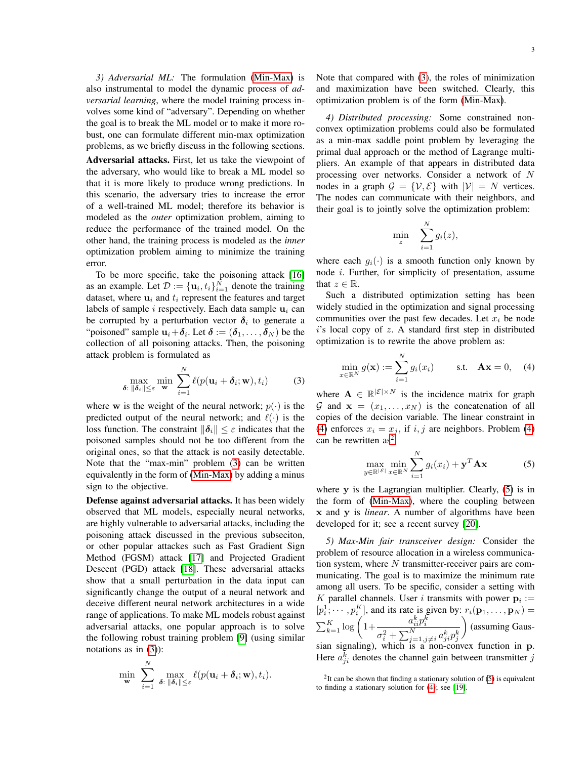*3) Adversarial ML:* The formulation (Min-Max) is also instrumental to model the dynamic process of *adversarial learning*, where the model training process involves some kind of "adversary". Depending on whether the goal is to break the ML model or to make it more robust, one can formulate different min-max optimization problems, as we briefly discuss in the following sections.

**Adversarial attacks.** First, let us take the viewpoint of the adversary, who would like to break a ML model so that it is more likely to produce wrong predictions. In this scenario, the adversary tries to increase the error of a well-trained ML model; therefore its behavior is modeled as the *outer* optimization problem, aiming to reduce the performance of the trained model. On the other hand, the training process is modeled as the *inner* optimization problem aiming to minimize the training error.

To be more specific, take the poisoning attack [16] as an example. Let $\mathcal{D} := \{\mathbf{u}_i, t_i\}_{i=1}^N$ denote the training dataset, where $\mathbf{u}_i$ and $t_i$ represent the features and target labels of sample $i$ respectively. Each data sample $\mathbf{u}_i$ can be corrupted by a perturbation vector $\boldsymbol{\delta}_i$ to generate a "poisoned" sample $\mathbf{u}_i + \boldsymbol{\delta}_i$. Let $\boldsymbol{\delta} := (\boldsymbol{\delta}_1, \ldots, \boldsymbol{\delta}_N)$ be the collection of all poisoning attacks. Then, the poisoning attack problem is formulated as

$$\max_{\boldsymbol{\delta}:\, \|\boldsymbol{\delta}_i\| \leq \varepsilon} \min_{\mathbf{w}} \sum_{i=1}^{N} \ell(p(\mathbf{u}_i + \boldsymbol{\delta}_i; \mathbf{w}), t_i) \tag{3}$$

where $\mathbf{w}$ is the weight of the neural network; $p(\cdot)$ is the predicted output of the neural network; and $\ell(\cdot)$ is the loss function. The constraint $\|\boldsymbol{\delta}_i\| \leq \varepsilon$ indicates that the poisoned samples should not be too different from the original ones, so that the attack is not easily detectable. Note that the "max-min" problem (3) can be written equivalently in the form of (Min-Max) by adding a minus sign to the objective.

**Defense against adversarial attacks.** It has been widely observed that ML models, especially neural networks, are highly vulnerable to adversarial attacks, including the poisoning attack discussed in the previous subseciton, or other popular attackes such as Fast Gradient Sign Method (FGSM) attack [17] and Projected Gradient Descent (PGD) attack [18]. These adversarial attacks show that a small perturbation in the data input can significantly change the output of a neural network and deceive different neural network architectures in a wide range of applications. To make ML models robust against adversarial attacks, one popular approach is to solve the following robust training problem [9] (using similar notations as in (3)):

$$\min_{\mathbf{w}} \sum_{i=1}^{N} \max_{\boldsymbol{\delta}:\, \|\boldsymbol{\delta}_i\| \leq \varepsilon} \ell(p(\mathbf{u}_i + \boldsymbol{\delta}_i; \mathbf{w}), t_i).$$

Note that compared with (3), the roles of minimization and maximization have been switched. Clearly, this optimization problem is of the form (Min-Max).

*4) Distributed processing:* Some constrained non-convex optimization problems could also be formulated as a min-max saddle point problem by leveraging the primal dual approach or the method of Lagrange multipliers. An example of that appears in distributed data processing over networks. Consider a network of $N$ nodes in a graph $\mathcal{G} = \{\mathcal{V}, \mathcal{E}\}$ with $|\mathcal{V}| = N$ vertices. The nodes can communicate with their neighbors, and their goal is to jointly solve the optimization problem:

$$\min_{z} \quad \sum_{i=1}^{N} g_i(z),$$

where each $g_i(\cdot)$ is a smooth function only known by node $i$. Further, for simplicity of presentation, assume that $z \in \mathbb{R}$.

Such a distributed optimization setting has been widely studied in the optimization and signal processing communities over the past few decades. Let $x_i$ be node $i$'s local copy of $z$. A standard first step in distributed optimization is to rewrite the above problem as:

$$\min_{x \in \mathbb{R}^N} g(\mathbf{x}) := \sum_{i=1}^{N} g_i(x_i) \qquad \text{s.t.} \quad \mathbf{A}\mathbf{x} = 0, \tag{4}$$

where $\mathbf{A} \in \mathbb{R}^{|\mathcal{E}| \times N}$ is the incidence matrix for graph $\mathcal{G}$ and $\mathbf{x} = (x_1, \ldots, x_N)$ is the concatenation of all copies of the decision variable. The linear constraint in (4) enforces $x_i = x_j$, if $i, j$ are neighbors. Problem (4) can be rewritten as[2]

$$\max_{y \in \mathbb{R}^{|\mathcal{E}|}} \min_{x \in \mathbb{R}^N} \sum_{i=1}^{N} g_i(x_i) + \mathbf{y}^T \mathbf{A}\mathbf{x} \tag{5}$$

where $\mathbf{y}$ is the Lagrangian multiplier. Clearly, (5) is in the form of (Min-Max), where the coupling between $\mathbf{x}$ and $\mathbf{y}$ is *linear*. A number of algorithms have been developed for it; see a recent survey [20].

*5) Max-Min fair transceiver design:* Consider the problem of resource allocation in a wireless communication system, where $N$ transmitter-receiver pairs are communicating. The goal is to maximize the minimum rate among all users. To be specific, consider a setting with $K$ parallel channels. User $i$ transmits with power $\mathbf{p}_i := [p_i^1; \cdots, p_i^K]$, and its rate is given by: $r_i(\mathbf{p}_1, \ldots, \mathbf{p}_N) = \sum_{k=1}^{K} \log\left(1 + \frac{a_{ii}^k p_i^k}{\sigma_i^2 + \sum_{j=1, j\neq i}^{N} a_{ji}^k p_j^k}\right)$ (assuming Gaussian signaling), which is a non-convex function in $\mathbf{p}$. Here $a_{ji}^k$ denotes the channel gain between transmitter $j$

[2] It can be shown that finding a stationary solution of (5) is equivalent to finding a stationary solution for (4); see [19].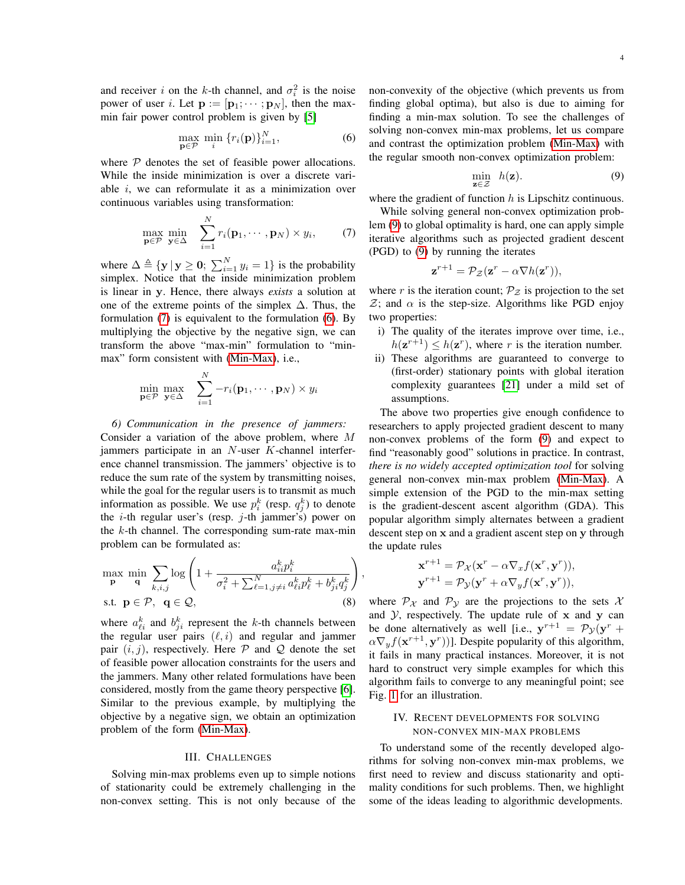and receiver $i$ on the $k$-th channel, and $\sigma_i^2$ is the noise power of user $i$. Let $\mathbf{p} := [\mathbf{p}_1; \cdots; \mathbf{p}_N]$, then the max-min fair power control problem is given by [5]

$$\max_{\mathbf{p}\in\mathcal{P}} \min_{i} \{r_i(\mathbf{p})\}_{i=1}^N, \tag{6}$$

where $\mathcal{P}$ denotes the set of feasible power allocations. While the inside minimization is over a discrete variable $i$, we can reformulate it as a minimization over continuous variables using transformation:

$$\max_{\mathbf{p}\in\mathcal{P}} \min_{\mathbf{y}\in\Delta} \sum_{i=1}^{N} r_i(\mathbf{p}_1, \cdots, \mathbf{p}_N) \times y_i, \tag{7}$$

where $\Delta \triangleq \{\mathbf{y} \,|\, \mathbf{y} \geq \mathbf{0};\ \sum_{i=1}^N y_i = 1\}$ is the probability simplex. Notice that the inside minimization problem is linear in $\mathbf{y}$. Hence, there always *exists* a solution at one of the extreme points of the simplex $\Delta$. Thus, the formulation (7) is equivalent to the formulation (6). By multiplying the objective by the negative sign, we can transform the above "max-min" formulation to "min-max" form consistent with (Min-Max), i.e.,

$$\min_{\mathbf{p}\in\mathcal{P}} \max_{\mathbf{y}\in\Delta} \sum_{i=1}^{N} -r_i(\mathbf{p}_1, \cdots, \mathbf{p}_N) \times y_i$$

*6) Communication in the presence of jammers:* Consider a variation of the above problem, where $M$ jammers participate in an $N$-user $K$-channel interference channel transmission. The jammers' objective is to reduce the sum rate of the system by transmitting noises, while the goal for the regular users is to transmit as much information as possible. We use $p_i^k$ (resp. $q_j^k$) to denote the $i$-th regular user's (resp. $j$-th jammer's) power on the $k$-th channel. The corresponding sum-rate max-min problem can be formulated as:

$$\max_{\mathbf{p}} \min_{\mathbf{q}} \sum_{k,i,j} \log\left(1 + \frac{a_{ii}^k p_i^k}{\sigma_i^2 + \sum_{\ell=1, j\neq i}^N a_{\ell i}^k p_\ell^k + b_{ji}^k q_j^k}\right),$$
$$\text{s.t. } \mathbf{p} \in \mathcal{P},\ \ \mathbf{q} \in \mathcal{Q}, \tag{8}$$

where $a_{\ell i}^k$ and $b_{ji}^k$ represent the $k$-th channels between the regular user pairs $(\ell, i)$ and regular and jammer pair $(i, j)$, respectively. Here $\mathcal{P}$ and $\mathcal{Q}$ denote the set of feasible power allocation constraints for the users and the jammers. Many other related formulations have been considered, mostly from the game theory perspective [6]. Similar to the previous example, by multiplying the objective by a negative sign, we obtain an optimization problem of the form (Min-Max).

## III. Challenges

Solving min-max problems even up to simple notions of stationarity could be extremely challenging in the non-convex setting. This is not only because of the non-convexity of the objective (which prevents us from finding global optima), but also is due to aiming for finding a min-max solution. To see the challenges of solving non-convex min-max problems, let us compare and contrast the optimization problem (Min-Max) with the regular smooth non-convex optimization problem:

$$\min_{\mathbf{z}\in\mathcal{Z}} \ h(\mathbf{z}). \tag{9}$$

where the gradient of function $h$ is Lipschitz continuous.

While solving general non-convex optimization problem (9) to global optimality is hard, one can apply simple iterative algorithms such as projected gradient descent (PGD) to (9) by running the iterates

$$\mathbf{z}^{r+1} = \mathcal{P}_{\mathcal{Z}}(\mathbf{z}^r - \alpha \nabla h(\mathbf{z}^r)),$$

where $r$ is the iteration count; $\mathcal{P}_{\mathcal{Z}}$ is projection to the set $\mathcal{Z}$; and $\alpha$ is the step-size. Algorithms like PGD enjoy two properties:

i) The quality of the iterates improve over time, i.e., $h(\mathbf{z}^{r+1}) \leq h(\mathbf{z}^r)$, where $r$ is the iteration number.
ii) These algorithms are guaranteed to converge to (first-order) stationary points with global iteration complexity guarantees [21] under a mild set of assumptions.

The above two properties give enough confidence to researchers to apply projected gradient descent to many non-convex problems of the form (9) and expect to find "reasonably good" solutions in practice. In contrast, *there is no widely accepted optimization tool* for solving general non-convex min-max problem (Min-Max). A simple extension of the PGD to the min-max setting is the gradient-descent ascent algorithm (GDA). This popular algorithm simply alternates between a gradient descent step on $\mathbf{x}$ and a gradient ascent step on $\mathbf{y}$ through the update rules

$$\mathbf{x}^{r+1} = \mathcal{P}_{\mathcal{X}}(\mathbf{x}^r - \alpha \nabla_x f(\mathbf{x}^r, \mathbf{y}^r)),$$
$$\mathbf{y}^{r+1} = \mathcal{P}_{\mathcal{Y}}(\mathbf{y}^r + \alpha \nabla_y f(\mathbf{x}^r, \mathbf{y}^r)),$$

where $\mathcal{P}_{\mathcal{X}}$ and $\mathcal{P}_{\mathcal{Y}}$ are the projections to the sets $\mathcal{X}$ and $\mathcal{Y}$, respectively. The update rule of $\mathbf{x}$ and $\mathbf{y}$ can be done alternatively as well [i.e., $\mathbf{y}^{r+1} = \mathcal{P}_{\mathcal{Y}}(\mathbf{y}^r + \alpha \nabla_y f(\mathbf{x}^{r+1}, \mathbf{y}^r))$]. Despite popularity of this algorithm, it fails in many practical instances. Moreover, it is not hard to construct very simple examples for which this algorithm fails to converge to any meaningful point; see Fig. 1 for an illustration.

## IV. Recent Developments for Solving Non-Convex Min-Max Problems

To understand some of the recently developed algorithms for solving non-convex min-max problems, we first need to review and discuss stationarity and optimality conditions for such problems. Then, we highlight some of the ideas leading to algorithmic developments.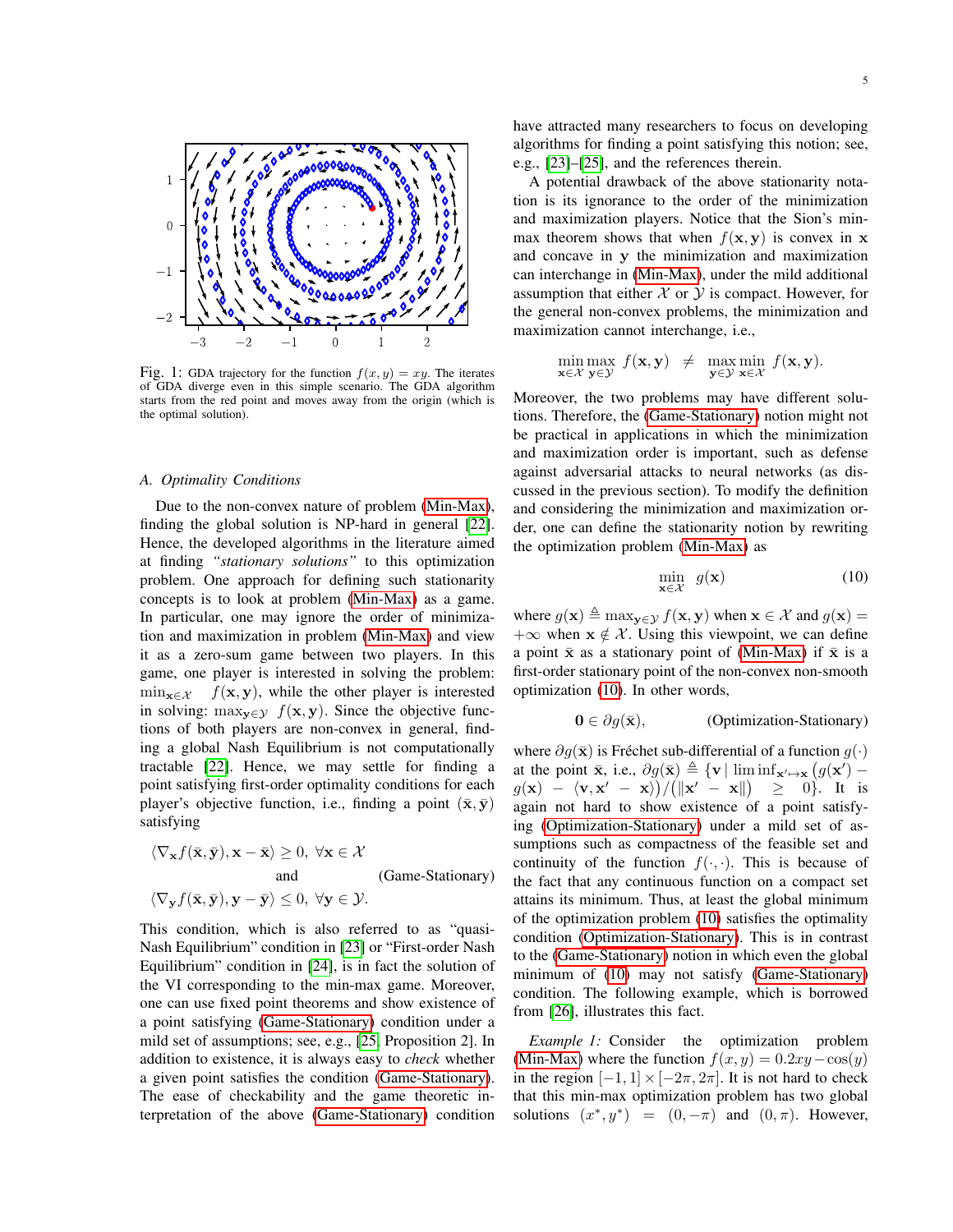Fig. 1: GDA trajectory for the function $f(x,y) = xy$. The iterates of GDA diverge even in this simple scenario. The GDA algorithm starts from the red point and moves away from the origin (which is the optimal solution).

### A. Optimality Conditions

Due to the non-convex nature of problem (Min-Max), finding the global solution is NP-hard in general [22]. Hence, the developed algorithms in the literature aimed at finding *"stationary solutions"* to this optimization problem. One approach for defining such stationarity concepts is to look at problem (Min-Max) as a game. In particular, one may ignore the order of minimization and maximization in problem (Min-Max) and view it as a zero-sum game between two players. In this game, one player is interested in solving the problem: $\min_{\mathbf{x}\in\mathcal{X}} \; f(\mathbf{x},\mathbf{y})$, while the other player is interested in solving: $\max_{\mathbf{y}\in\mathcal{Y}} \; f(\mathbf{x},\mathbf{y})$. Since the objective functions of both players are non-convex in general, finding a global Nash Equilibrium is not computationally tractable [22]. Hence, we may settle for finding a point satisfying first-order optimality conditions for each player's objective function, i.e., finding a point $(\bar{\mathbf{x}},\bar{\mathbf{y}})$ satisfying

$$
\begin{aligned}
&\langle \nabla_{\mathbf{x}} f(\bar{\mathbf{x}},\bar{\mathbf{y}}), \mathbf{x}-\bar{\mathbf{x}}\rangle \geq 0, \; \forall \mathbf{x}\in\mathcal{X} \\
&\qquad\qquad\text{and} \qquad\qquad\qquad\qquad \text{(Game-Stationary)}\\
&\langle \nabla_{\mathbf{y}} f(\bar{\mathbf{x}},\bar{\mathbf{y}}), \mathbf{y}-\bar{\mathbf{y}}\rangle \leq 0, \; \forall \mathbf{y}\in\mathcal{Y}.
\end{aligned}
$$

This condition, which is also referred to as "quasi-Nash Equilibrium" condition in [23] or "First-order Nash Equilibrium" condition in [24], is in fact the solution of the VI corresponding to the min-max game. Moreover, one can use fixed point theorems and show existence of a point satisfying (Game-Stationary) condition under a mild set of assumptions; see, e.g., [25, Proposition 2]. In addition to existence, it is always easy to *check* whether a given point satisfies the condition (Game-Stationary). The ease of checkability and the game theoretic interpretation of the above (Game-Stationary) condition have attracted many researchers to focus on developing algorithms for finding a point satisfying this notion; see, e.g., [23]–[25], and the references therein.

A potential drawback of the above stationarity notation is its ignorance to the order of the minimization and maximization players. Notice that the Sion's min-max theorem shows that when $f(\mathbf{x},\mathbf{y})$ is convex in $\mathbf{x}$ and concave in $\mathbf{y}$ the minimization and maximization can interchange in (Min-Max), under the mild additional assumption that either $\mathcal{X}$ or $\mathcal{Y}$ is compact. However, for the general non-convex problems, the minimization and maximization cannot interchange, i.e.,

$$
\min_{\mathbf{x}\in\mathcal{X}}\max_{\mathbf{y}\in\mathcal{Y}} \; f(\mathbf{x},\mathbf{y}) \;\; \neq \;\; \max_{\mathbf{y}\in\mathcal{Y}}\min_{\mathbf{x}\in\mathcal{X}} \; f(\mathbf{x},\mathbf{y}).
$$

Moreover, the two problems may have different solutions. Therefore, the (Game-Stationary) notion might not be practical in applications in which the minimization and maximization order is important, such as defense against adversarial attacks to neural networks (as discussed in the previous section). To modify the definition and considering the minimization and maximization order, one can define the stationarity notion by rewriting the optimization problem (Min-Max) as

$$
\min_{\mathbf{x}\in\mathcal{X}} \;\; g(\mathbf{x}) \tag{10}
$$

where $g(\mathbf{x}) \triangleq \max_{\mathbf{y}\in\mathcal{Y}} f(\mathbf{x},\mathbf{y})$ when $\mathbf{x}\in\mathcal{X}$ and $g(\mathbf{x}) = +\infty$ when $\mathbf{x}\notin\mathcal{X}$. Using this viewpoint, we can define a point $\bar{\mathbf{x}}$ as a stationary point of (Min-Max) if $\bar{\mathbf{x}}$ is a first-order stationary point of the non-convex non-smooth optimization (10). In other words,

$$
\mathbf{0} \in \partial g(\bar{\mathbf{x}}), \qquad\qquad \text{(Optimization-Stationary)}
$$

where $\partial g(\bar{\mathbf{x}})$ is Fréchet sub-differential of a function $g(\cdot)$ at the point $\bar{\mathbf{x}}$, i.e., $\partial g(\bar{\mathbf{x}}) \triangleq \{\mathbf{v} \mid \liminf_{\mathbf{x}'\mapsto\mathbf{x}} \big(g(\mathbf{x}') - g(\mathbf{x}) - \langle \mathbf{v}, \mathbf{x}'-\mathbf{x}\rangle\big)/\big(\|\mathbf{x}'-\mathbf{x}\|\big) \geq 0\}$. It is again not hard to show existence of a point satisfying (Optimization-Stationary) under a mild set of assumptions such as compactness of the feasible set and continuity of the function $f(\cdot,\cdot)$. This is because of the fact that any continuous function on a compact set attains its minimum. Thus, at least the global minimum of the optimization problem (10) satisfies the optimality condition (Optimization-Stationary). This is in contrast to the (Game-Stationary) notion in which even the global minimum of (10) may not satisfy (Game-Stationary) condition. The following example, which is borrowed from [26], illustrates this fact.

*Example 1:* Consider the optimization problem (Min-Max) where the function $f(x,y) = 0.2xy - \cos(y)$ in the region $[-1,1]\times[-2\pi,2\pi]$. It is not hard to check that this min-max optimization problem has two global solutions $(x^*,y^*) = (0,-\pi)$ and $(0,\pi)$. However,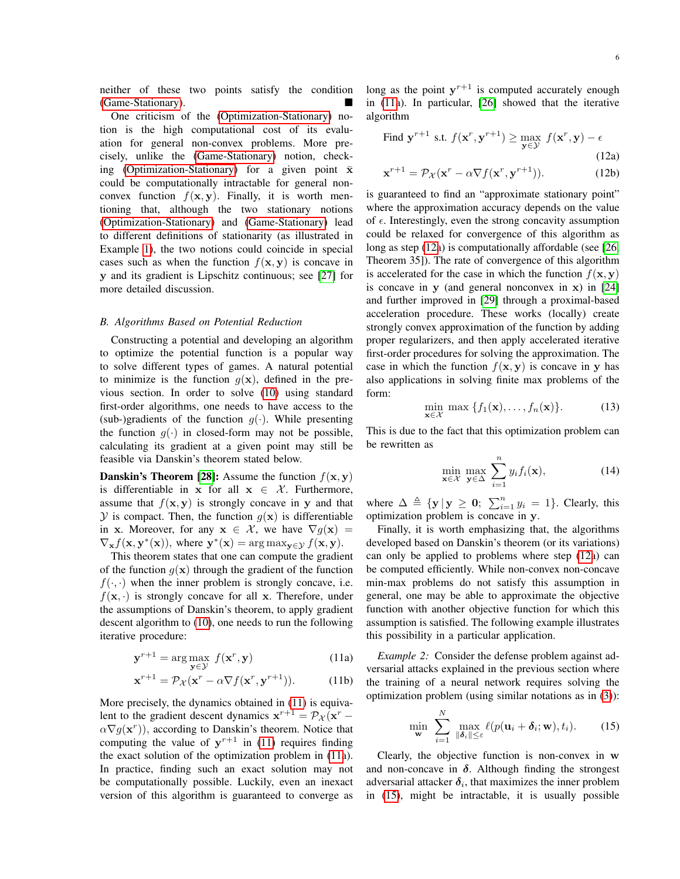neither of these two points satisfy the condition (Game-Stationary). ■

One criticism of the (Optimization-Stationary) notion is the high computational cost of its evaluation for general non-convex problems. More precisely, unlike the (Game-Stationary) notion, checking (Optimization-Stationary) for a given point $\bar{\mathbf{x}}$ could be computationally intractable for general non-convex function $f(\mathbf{x}, \mathbf{y})$. Finally, it is worth mentioning that, although the two stationary notions (Optimization-Stationary) and (Game-Stationary) lead to different definitions of stationarity (as illustrated in Example 1), the two notions could coincide in special cases such as when the function $f(\mathbf{x}, \mathbf{y})$ is concave in $\mathbf{y}$ and its gradient is Lipschitz continuous; see [27] for more detailed discussion.

### B. Algorithms Based on Potential Reduction

Constructing a potential and developing an algorithm to optimize the potential function is a popular way to solve different types of games. A natural potential to minimize is the function $g(\mathbf{x})$, defined in the previous section. In order to solve (10) using standard first-order algorithms, one needs to have access to the (sub-)gradients of the function $g(\cdot)$. While presenting the function $g(\cdot)$ in closed-form may not be possible, calculating its gradient at a given point may still be feasible via Danskin's theorem stated below.

**Danskin's Theorem [28]:** Assume the function $f(\mathbf{x}, \mathbf{y})$ is differentiable in $\mathbf{x}$ for all $\mathbf{x} \in \mathcal{X}$. Furthermore, assume that $f(\mathbf{x}, \mathbf{y})$ is strongly concave in $\mathbf{y}$ and that $\mathcal{Y}$ is compact. Then, the function $g(\mathbf{x})$ is differentiable in $\mathbf{x}$. Moreover, for any $\mathbf{x} \in \mathcal{X}$, we have $\nabla g(\mathbf{x}) = \nabla_{\mathbf{x}} f(\mathbf{x}, \mathbf{y}^*(\mathbf{x}))$, where $\mathbf{y}^*(\mathbf{x}) = \arg\max_{\mathbf{y} \in \mathcal{Y}} f(\mathbf{x}, \mathbf{y})$.

This theorem states that one can compute the gradient of the function $g(\mathbf{x})$ through the gradient of the function $f(\cdot, \cdot)$ when the inner problem is strongly concave, i.e. $f(\mathbf{x}, \cdot)$ is strongly concave for all $\mathbf{x}$. Therefore, under the assumptions of Danskin's theorem, to apply gradient descent algorithm to (10), one needs to run the following iterative procedure:

$$\mathbf{y}^{r+1} = \arg\max_{\mathbf{y} \in \mathcal{Y}} \; f(\mathbf{x}^r, \mathbf{y}) \tag{11a}$$

$$\mathbf{x}^{r+1} = \mathcal{P}_{\mathcal{X}}(\mathbf{x}^r - \alpha \nabla f(\mathbf{x}^r, \mathbf{y}^{r+1})). \tag{11b}$$

More precisely, the dynamics obtained in (11) is equivalent to the gradient descent dynamics $\mathbf{x}^{r+1} = \mathcal{P}_{\mathcal{X}}(\mathbf{x}^r - \alpha \nabla g(\mathbf{x}^r))$, according to Danskin's theorem. Notice that computing the value of $\mathbf{y}^{r+1}$ in (11) requires finding the exact solution of the optimization problem in (11a). In practice, finding such an exact solution may not be computationally possible. Luckily, even an inexact version of this algorithm is guaranteed to converge as long as the point $\mathbf{y}^{r+1}$ is computed accurately enough in (11a). In particular, [26] showed that the iterative algorithm

$$\text{Find } \mathbf{y}^{r+1} \text{ s.t. } f(\mathbf{x}^r, \mathbf{y}^{r+1}) \geq \max_{\mathbf{y} \in \mathcal{Y}} \; f(\mathbf{x}^r, \mathbf{y}) - \epsilon \tag{12a}$$

$$\mathbf{x}^{r+1} = \mathcal{P}_{\mathcal{X}}(\mathbf{x}^r - \alpha \nabla f(\mathbf{x}^r, \mathbf{y}^{r+1})). \tag{12b}$$

is guaranteed to find an "approximate stationary point" where the approximation accuracy depends on the value of $\epsilon$. Interestingly, even the strong concavity assumption could be relaxed for convergence of this algorithm as long as step (12a) is computationally affordable (see [26, Theorem 35]). The rate of convergence of this algorithm is accelerated for the case in which the function $f(\mathbf{x}, \mathbf{y})$ is concave in $\mathbf{y}$ (and general nonconvex in $\mathbf{x}$) in [24] and further improved in [29] through a proximal-based acceleration procedure. These works (locally) create strongly convex approximation of the function by adding proper regularizers, and then apply accelerated iterative first-order procedures for solving the approximation. The case in which the function $f(\mathbf{x}, \mathbf{y})$ is concave in $\mathbf{y}$ has also applications in solving finite max problems of the form:

$$\min_{\mathbf{x} \in \mathcal{X}} \; \max \, \{f_1(\mathbf{x}), \ldots, f_n(\mathbf{x})\}. \tag{13}$$

This is due to the fact that this optimization problem can be rewritten as

$$\min_{\mathbf{x} \in \mathcal{X}} \; \max_{\mathbf{y} \in \Delta} \; \sum_{i=1}^{n} y_i f_i(\mathbf{x}), \tag{14}$$

where $\Delta \triangleq \{\mathbf{y} \,|\, \mathbf{y} \geq \mathbf{0}; \; \sum_{i=1}^{n} y_i = 1\}$. Clearly, this optimization problem is concave in $\mathbf{y}$.

Finally, it is worth emphasizing that, the algorithms developed based on Danskin's theorem (or its variations) can only be applied to problems where step (12a) can be computed efficiently. While non-convex non-concave min-max problems do not satisfy this assumption in general, one may be able to approximate the objective function with another objective function for which this assumption is satisfied. The following example illustrates this possibility in a particular application.

*Example 2:* Consider the defense problem against adversarial attacks explained in the previous section where the training of a neural network requires solving the optimization problem (using similar notations as in (3)):

$$\min_{\mathbf{w}} \; \sum_{i=1}^{N} \max_{\|\boldsymbol{\delta}_i\| \leq \varepsilon} \ell(p(\mathbf{u}_i + \boldsymbol{\delta}_i; \mathbf{w}), t_i). \tag{15}$$

Clearly, the objective function is non-convex in $\mathbf{w}$ and non-concave in $\boldsymbol{\delta}$. Although finding the strongest adversarial attacker $\boldsymbol{\delta}_i$, that maximizes the inner problem in (15), might be intractable, it is usually possible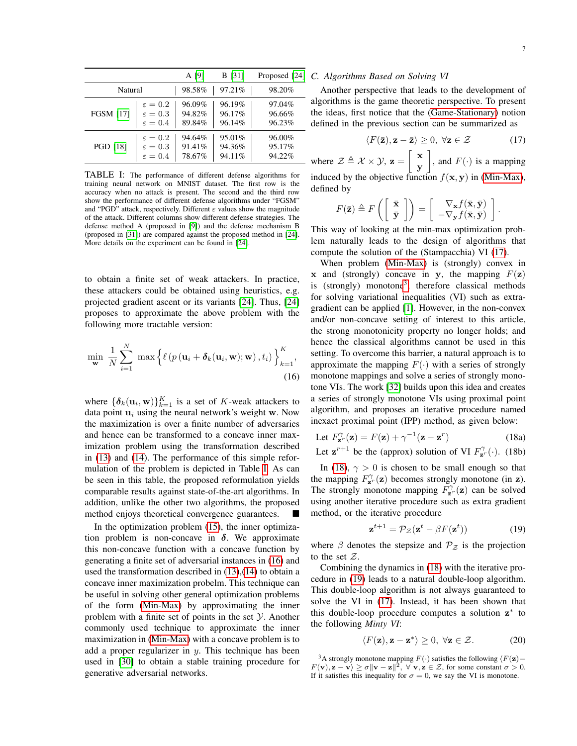| | | A [9] | B [31] | Proposed [24] |
|---|---|---|---|---|
| Natural | | 98.58% | 97.21% | 98.20% |
| FGSM [17] | $\varepsilon = 0.2$ | 96.09% | 96.19% | 97.04% |
| | $\varepsilon = 0.3$ | 94.82% | 96.17% | 96.66% |
| | $\varepsilon = 0.4$ | 89.84% | 96.14% | 96.23% |
| PGD [18] | $\varepsilon = 0.2$ | 94.64% | 95.01% | 96.00% |
| | $\varepsilon = 0.3$ | 91.41% | 94.36% | 95.17% |
| | $\varepsilon = 0.4$ | 78.67% | 94.11% | 94.22% |

TABLE I: The performance of different defense algorithms for training neural network on MNIST dataset. The first row is the accuracy when no attack is present. The second and the third row show the performance of different defense algorithms under "FGSM" and "PGD" attack, respectively. Different $\varepsilon$ values show the magnitude of the attack. Different columns show different defense strategies. The defense method A (proposed in [9]) and the defense mechanism B (proposed in [31]) are compared against the proposed method in [24]. More details on the experiment can be found in [24].

to obtain a finite set of weak attackers. In practice, these attackers could be obtained using heuristics, e.g. projected gradient ascent or its variants [24]. Thus, [24] proposes to approximate the above problem with the following more tractable version:

$$\min_{\mathbf{w}} \frac{1}{N} \sum_{i=1}^{N} \max \left\{ \ell \left( p \left( \mathbf{u}_i + \boldsymbol{\delta}_k(\mathbf{u}_i, \mathbf{w}); \mathbf{w} \right), t_i \right) \right\}_{k=1}^{K}, \tag{16}$$

where $\{\boldsymbol{\delta}_k(\mathbf{u}_i, \mathbf{w})\}_{k=1}^{K}$ is a set of $K$-weak attackers to data point $\mathbf{u}_i$ using the neural network's weight $\mathbf{w}$. Now the maximization is over a finite number of adversaries and hence can be transformed to a concave inner maximization problem using the transformation described in (13) and (14). The performance of this simple reformulation of the problem is depicted in Table I. As can be seen in this table, the proposed reformulation yields comparable results against state-of-the-art algorithms. In addition, unlike the other two algorithms, the proposed method enjoys theoretical convergence guarantees. ■

In the optimization problem (15), the inner optimization problem is non-concave in $\boldsymbol{\delta}$. We approximate this non-concave function with a concave function by generating a finite set of adversarial instances in (16) and used the transformation described in (13),(14) to obtain a concave inner maximization probelm. This technique can be useful in solving other general optimization problems of the form (Min-Max) by approximating the inner problem with a finite set of points in the set $\mathcal{Y}$. Another commonly used technique to approximate the inner maximization in (Min-Max) with a concave problem is to add a proper regularizer in $y$. This technique has been used in [30] to obtain a stable training procedure for generative adversarial networks.

### C. Algorithms Based on Solving VI

Another perspective that leads to the development of algorithms is the game theoretic perspective. To present the ideas, first notice that the (Game-Stationary) notion defined in the previous section can be summarized as

$$\langle F(\bar{\mathbf{z}}), \mathbf{z} - \bar{\mathbf{z}} \rangle \geq 0, \ \forall \mathbf{z} \in \mathcal{Z} \tag{17}$$

where $\mathcal{Z} \triangleq \mathcal{X} \times \mathcal{Y}$, $\mathbf{z} = \begin{bmatrix} \mathbf{x} \\ \mathbf{y} \end{bmatrix}$, and $F(\cdot)$ is a mapping induced by the objective function $f(\mathbf{x}, \mathbf{y})$ in (Min-Max), defined by

$$F(\bar{\mathbf{z}}) \triangleq F\left( \begin{bmatrix} \bar{\mathbf{x}} \\ \bar{\mathbf{y}} \end{bmatrix} \right) = \begin{bmatrix} \nabla_{\mathbf{x}} f(\bar{\mathbf{x}}, \bar{\mathbf{y}}) \\ -\nabla_{\mathbf{y}} f(\bar{\mathbf{x}}, \bar{\mathbf{y}}) \end{bmatrix}.$$

This way of looking at the min-max optimization problem naturally leads to the design of algorithms that compute the solution of the (Stampacchia) VI (17).

When problem (Min-Max) is (strongly) convex in $\mathbf{x}$ and (strongly) concave in $\mathbf{y}$, the mapping $F(\mathbf{z})$ is (strongly) monotone[3], therefore classical methods for solving variational inequalities (VI) such as extra-gradient can be applied [1]. However, in the non-convex and/or non-concave setting of interest to this article, the strong monotonicity property no longer holds; and hence the classical algorithms cannot be used in this setting. To overcome this barrier, a natural approach is to approximate the mapping $F(\cdot)$ with a series of strongly monotone mappings and solve a series of strongly monotone VIs. The work [32] builds upon this idea and creates a series of strongly monotone VIs using proximal point algorithm, and proposes an iterative procedure named inexact proximal point (IPP) method, as given below:

$$\text{Let } F^{\gamma}_{\mathbf{z}^r}(\mathbf{z}) = F(\mathbf{z}) + \gamma^{-1}(\mathbf{z} - \mathbf{z}^r) \tag{18a}$$

$$\text{Let } \mathbf{z}^{r+1} \text{ be the (approx) solution of VI } F^{\gamma}_{\mathbf{z}^r}(\cdot). \tag{18b}$$

In (18), $\gamma > 0$ is chosen to be small enough so that the mapping $F^{\gamma}_{\mathbf{z}^r}(\mathbf{z})$ becomes strongly monotone (in $\mathbf{z}$). The strongly monotone mapping $F^{\gamma}_{\mathbf{z}^r}(\mathbf{z})$ can be solved using another iterative procedure such as extra gradient method, or the iterative procedure

$$\mathbf{z}^{t+1} = \mathcal{P}_{\mathcal{Z}}(\mathbf{z}^t - \beta F(\mathbf{z}^t)) \tag{19}$$

where $\beta$ denotes the stepsize and $\mathcal{P}_{\mathcal{Z}}$ is the projection to the set $\mathcal{Z}$.

Combining the dynamics in (18) with the iterative procedure in (19) leads to a natural double-loop algorithm. This double-loop algorithm is not always guaranteed to solve the VI in (17). Instead, it has been shown that this double-loop procedure computes a solution $\mathbf{z}^*$ to the following *Minty VI*:

$$\langle F(\mathbf{z}), \mathbf{z} - \mathbf{z}^* \rangle \geq 0, \ \forall \mathbf{z} \in \mathcal{Z}. \tag{20}$$

[3] A strongly monotone mapping $F(\cdot)$ satisfies the following $\langle F(\mathbf{z}) - F(\mathbf{v}), \mathbf{z} - \mathbf{v} \rangle \geq \sigma \|\mathbf{v} - \mathbf{z}\|^2, \ \forall \ \mathbf{v}, \mathbf{z} \in \mathcal{Z}$, for some constant $\sigma > 0$. If it satisfies this inequality for $\sigma = 0$, we say the VI is monotone.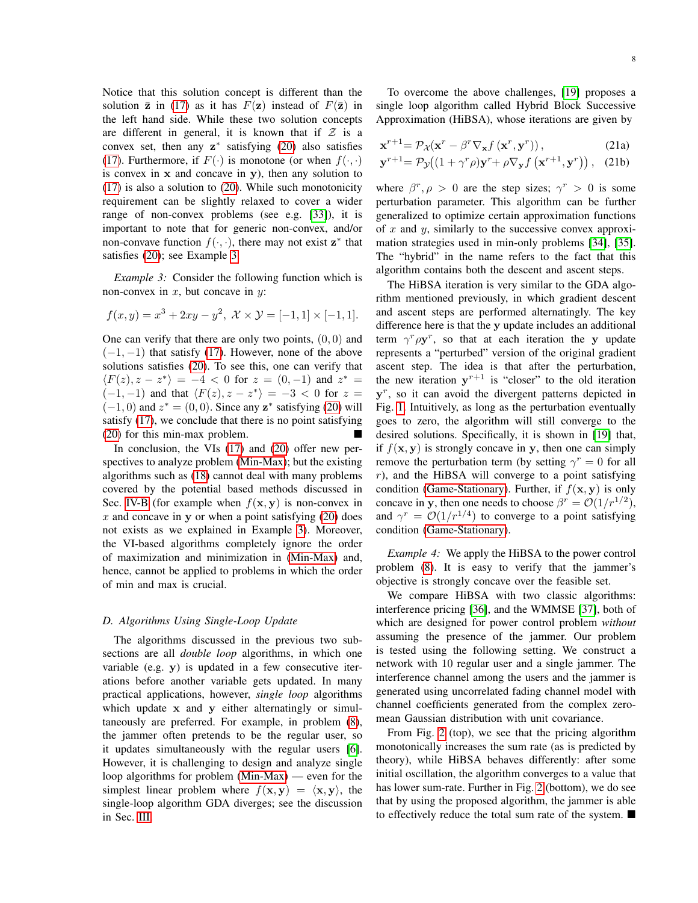Notice that this solution concept is different than the solution $\bar{\mathbf{z}}$ in (17) as it has $F(\mathbf{z})$ instead of $F(\bar{\mathbf{z}})$ in the left hand side. While these two solution concepts are different in general, it is known that if $\mathcal{Z}$ is a convex set, then any $\mathbf{z}^*$ satisfying (20) also satisfies (17). Furthermore, if $F(\cdot)$ is monotone (or when $f(\cdot,\cdot)$ is convex in $\mathbf{x}$ and concave in $\mathbf{y}$), then any solution to (17) is also a solution to (20). While such monotonicity requirement can be slightly relaxed to cover a wider range of non-convex problems (see e.g. [33]), it is important to note that for generic non-convex, and/or non-concave function $f(\cdot,\cdot)$, there may not exist $\mathbf{z}^*$ that satisfies (20); see Example 3.

*Example 3:* Consider the following function which is non-convex in $x$, but concave in $y$:

$$f(x,y) = x^3 + 2xy - y^2, \; \mathcal{X} \times \mathcal{Y} = [-1,1] \times [-1,1].$$

One can verify that there are only two points, $(0,0)$ and $(-1,-1)$ that satisfy (17). However, none of the above solutions satisfies (20). To see this, one can verify that $\langle F(z), z - z^* \rangle = -4 < 0$ for $z = (0,-1)$ and $z^* = (-1,-1)$ and that $\langle F(z), z - z^* \rangle = -3 < 0$ for $z = (-1,0)$ and $z^* = (0,0)$. Since any $\mathbf{z}^*$ satisfying (20) will satisfy (17), we conclude that there is no point satisfying (20) for this min-max problem. ■

In conclusion, the VIs (17) and (20) offer new perspectives to analyze problem (Min-Max); but the existing algorithms such as (18) cannot deal with many problems covered by the potential based methods discussed in Sec. IV-B (for example when $f(\mathbf{x},\mathbf{y})$ is non-convex in $x$ and concave in $\mathbf{y}$ or when a point satisfying (20) does not exists as we explained in Example 3). Moreover, the VI-based algorithms completely ignore the order of maximization and minimization in (Min-Max) and, hence, cannot be applied to problems in which the order of min and max is crucial.

### D. Algorithms Using Single-Loop Update

The algorithms discussed in the previous two subsections are all *double loop* algorithms, in which one variable (e.g. $\mathbf{y}$) is updated in a few consecutive iterations before another variable gets updated. In many practical applications, however, *single loop* algorithms which update $\mathbf{x}$ and $\mathbf{y}$ either alternatingly or simultaneously are preferred. For example, in problem (8), the jammer often pretends to be the regular user, so it updates simultaneously with the regular users [6]. However, it is challenging to design and analyze single loop algorithms for problem (Min-Max) — even for the simplest linear problem where $f(\mathbf{x},\mathbf{y}) = \langle \mathbf{x}, \mathbf{y} \rangle$, the single-loop algorithm GDA diverges; see the discussion in Sec. III.

To overcome the above challenges, [19] proposes a single loop algorithm called Hybrid Block Successive Approximation (HiBSA), whose iterations are given by

$$\mathbf{x}^{r+1} = \mathcal{P}_{\mathcal{X}}(\mathbf{x}^r - \beta^r \nabla_{\mathbf{x}} f(\mathbf{x}^r, \mathbf{y}^r)), \tag{21a}$$

$$\mathbf{y}^{r+1} = \mathcal{P}_{\mathcal{Y}}\big((1+\gamma^r \rho)\mathbf{y}^r + \rho \nabla_{\mathbf{y}} f(\mathbf{x}^{r+1}, \mathbf{y}^r)\big), \tag{21b}$$

where $\beta^r, \rho > 0$ are the step sizes; $\gamma^r > 0$ is some perturbation parameter. This algorithm can be further generalized to optimize certain approximation functions of $x$ and $y$, similarly to the successive convex approximation strategies used in min-only problems [34], [35]. The "hybrid" in the name refers to the fact that this algorithm contains both the descent and ascent steps.

The HiBSA iteration is very similar to the GDA algorithm mentioned previously, in which gradient descent and ascent steps are performed alternatingly. The key difference here is that the $\mathbf{y}$ update includes an additional term $\gamma^r \rho \mathbf{y}^r$, so that at each iteration the $\mathbf{y}$ update represents a "perturbed" version of the original gradient ascent step. The idea is that after the perturbation, the new iteration $\mathbf{y}^{r+1}$ is "closer" to the old iteration $\mathbf{y}^r$, so it can avoid the divergent patterns depicted in Fig. 1. Intuitively, as long as the perturbation eventually goes to zero, the algorithm will still converge to the desired solutions. Specifically, it is shown in [19] that, if $f(\mathbf{x},\mathbf{y})$ is strongly concave in $\mathbf{y}$, then one can simply remove the perturbation term (by setting $\gamma^r = 0$ for all $r$), and the HiBSA will converge to a point satisfying condition (Game-Stationary). Further, if $f(\mathbf{x},\mathbf{y})$ is only concave in $\mathbf{y}$, then one needs to choose $\beta^r = \mathcal{O}(1/r^{1/2})$, and $\gamma^r = \mathcal{O}(1/r^{1/4})$ to converge to a point satisfying condition (Game-Stationary).

*Example 4:* We apply the HiBSA to the power control problem (8). It is easy to verify that the jammer's objective is strongly concave over the feasible set.

We compare HiBSA with two classic algorithms: interference pricing [36], and the WMMSE [37], both of which are designed for power control problem *without* assuming the presence of the jammer. Our problem is tested using the following setting. We construct a network with 10 regular user and a single jammer. The interference channel among the users and the jammer is generated using uncorrelated fading channel model with channel coefficients generated from the complex zero-mean Gaussian distribution with unit covariance.

From Fig. 2 (top), we see that the pricing algorithm monotonically increases the sum rate (as is predicted by theory), while HiBSA behaves differently: after some initial oscillation, the algorithm converges to a value that has lower sum-rate. Further in Fig. 2 (bottom), we do see that by using the proposed algorithm, the jammer is able to effectively reduce the total sum rate of the system. ■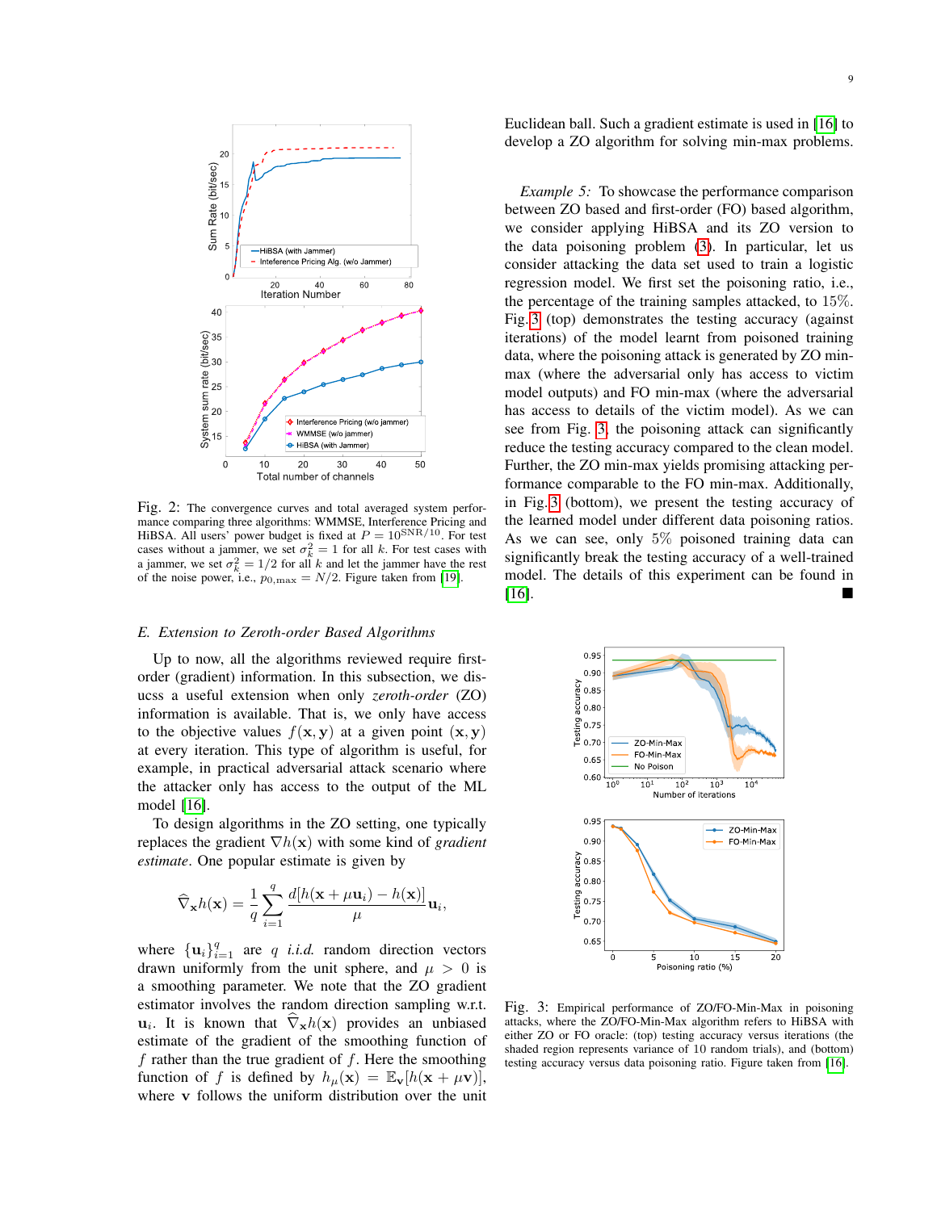Fig. 2: The convergence curves and total averaged system performance comparing three algorithms: WMMSE, Interference Pricing and HiBSA. All users' power budget is fixed at $P = 10^{\text{SNR}/10}$. For test cases without a jammer, we set $\sigma_k^2 = 1$ for all $k$. For test cases with a jammer, we set $\sigma_k^2 = 1/2$ for all $k$ and let the jammer have the rest of the noise power, i.e., $p_{0,\max} = N/2$. Figure taken from [19].

### E. Extension to Zeroth-order Based Algorithms

Up to now, all the algorithms reviewed require first-order (gradient) information. In this subsection, we discuss a useful extension when only *zeroth-order* (ZO) information is available. That is, we only have access to the objective values $f(\mathbf{x}, \mathbf{y})$ at a given point $(\mathbf{x}, \mathbf{y})$ at every iteration. This type of algorithm is useful, for example, in practical adversarial attack scenario where the attacker only has access to the output of the ML model [16].

To design algorithms in the ZO setting, one typically replaces the gradient $\nabla h(\mathbf{x})$ with some kind of *gradient estimate*. One popular estimate is given by

$$\widehat{\nabla}_{\mathbf{x}} h(\mathbf{x}) = \frac{1}{q} \sum_{i=1}^{q} \frac{d[h(\mathbf{x} + \mu \mathbf{u}_i) - h(\mathbf{x})]}{\mu} \mathbf{u}_i,$$

where $\{\mathbf{u}_i\}_{i=1}^q$ are $q$ *i.i.d.* random direction vectors drawn uniformly from the unit sphere, and $\mu > 0$ is a smoothing parameter. We note that the ZO gradient estimator involves the random direction sampling w.r.t. $\mathbf{u}_i$. It is known that $\widehat{\nabla}_{\mathbf{x}} h(\mathbf{x})$ provides an unbiased estimate of the gradient of the smoothing function of $f$ rather than the true gradient of $f$. Here the smoothing function of $f$ is defined by $h_\mu(\mathbf{x}) = \mathbb{E}_{\mathbf{v}}[h(\mathbf{x} + \mu \mathbf{v})]$, where $\mathbf{v}$ follows the uniform distribution over the unit Euclidean ball. Such a gradient estimate is used in [16] to develop a ZO algorithm for solving min-max problems.

*Example 5:* To showcase the performance comparison between ZO based and first-order (FO) based algorithm, we consider applying HiBSA and its ZO version to the data poisoning problem (3). In particular, let us consider attacking the data set used to train a logistic regression model. We first set the poisoning ratio, i.e., the percentage of the training samples attacked, to 15%. Fig. 3 (top) demonstrates the testing accuracy (against iterations) of the model learnt from poisoned training data, where the poisoning attack is generated by ZO min-max (where the adversarial only has access to victim model outputs) and FO min-max (where the adversarial has access to details of the victim model). As we can see from Fig. 3, the poisoning attack can significantly reduce the testing accuracy compared to the clean model. Further, the ZO min-max yields promising attacking performance comparable to the FO min-max. Additionally, in Fig. 3 (bottom), we present the testing accuracy of the learned model under different data poisoning ratios. As we can see, only 5% poisoned training data can significantly break the testing accuracy of a well-trained model. The details of this experiment can be found in [16]. ∎

Fig. 3: Empirical performance of ZO/FO-Min-Max in poisoning attacks, where the ZO/FO-Min-Max algorithm refers to HiBSA with either ZO or FO oracle: (top) testing accuracy versus iterations (the shaded region represents variance of 10 random trials), and (bottom) testing accuracy versus data poisoning ratio. Figure taken from [16].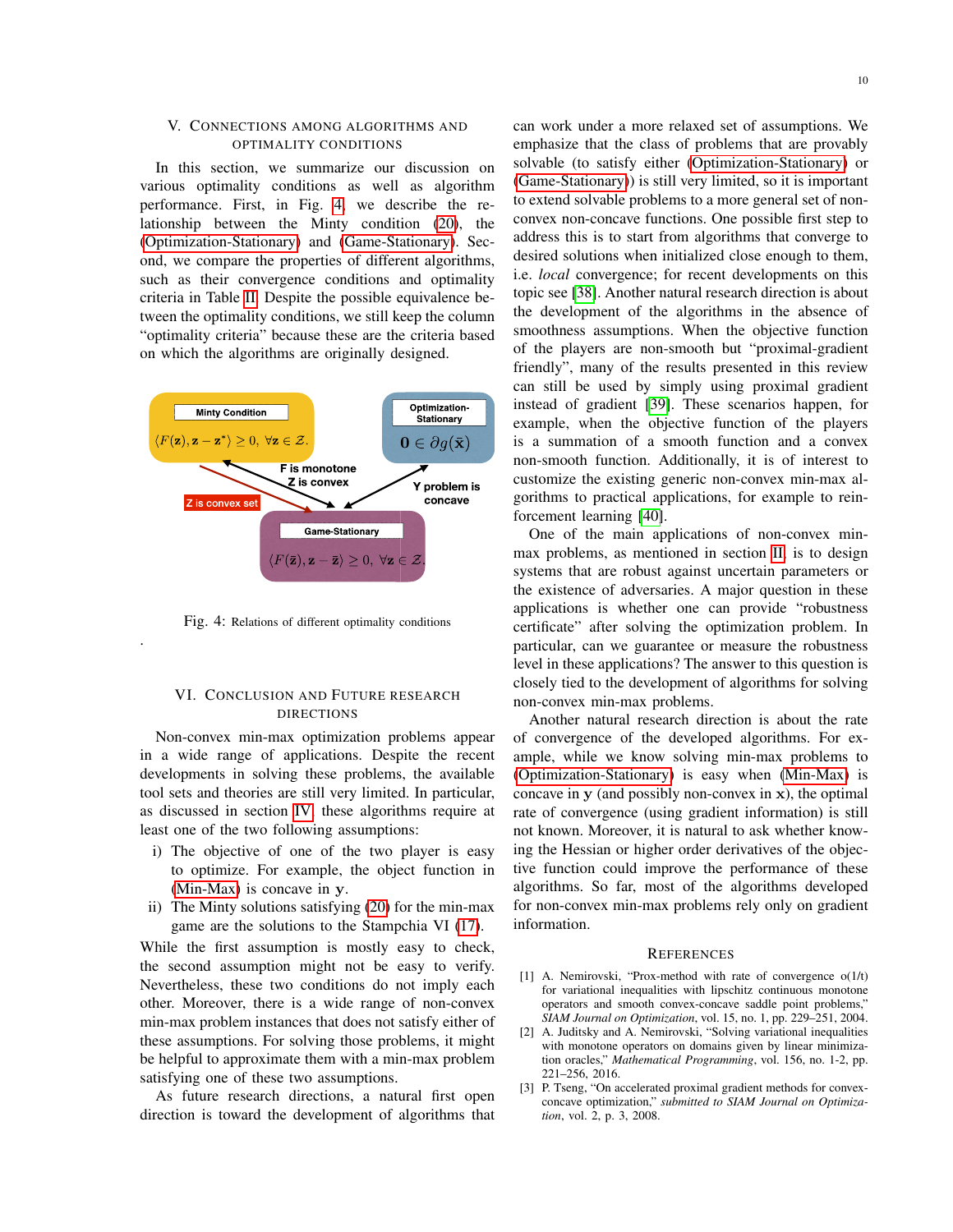## V. Connections among Algorithms and Optimality Conditions

In this section, we summarize our discussion on various optimality conditions as well as algorithm performance. First, in Fig. 4, we describe the relationship between the Minty condition (20), the (Optimization-Stationary) and (Game-Stationary). Second, we compare the properties of different algorithms, such as their convergence conditions and optimality criteria in Table II. Despite the possible equivalence between the optimality conditions, we still keep the column "optimality criteria" because these are the criteria based on which the algorithms are originally designed.

Minty Condition: $\langle F(\mathbf{z}), \mathbf{z} - \mathbf{z}^* \rangle \geq 0, \; \forall \mathbf{z} \in \mathcal{Z}.$

Optimization-Stationary: $\mathbf{0} \in \partial g(\bar{\mathbf{x}})$

Game-Stationary: $\langle F(\bar{\mathbf{z}}), \mathbf{z} - \bar{\mathbf{z}} \rangle \geq 0, \; \forall \mathbf{z} \in \mathcal{Z}.$

F is monotone, Z is convex; Z is convex set; Y problem is concave

Fig. 4: Relations of different optimality conditions

## VI. Conclusion and Future Research Directions

Non-convex min-max optimization problems appear in a wide range of applications. Despite the recent developments in solving these problems, the available tool sets and theories are still very limited. In particular, as discussed in section IV, these algorithms require at least one of the two following assumptions:

i) The objective of one of the two player is easy to optimize. For example, the object function in (Min-Max) is concave in $\mathbf{y}$.
ii) The Minty solutions satisfying (20) for the min-max game are the solutions to the Stampchia VI (17).

While the first assumption is mostly easy to check, the second assumption might not be easy to verify. Nevertheless, these two conditions do not imply each other. Moreover, there is a wide range of non-convex min-max problem instances that does not satisfy either of these assumptions. For solving those problems, it might be helpful to approximate them with a min-max problem satisfying one of these two assumptions.

As future research directions, a natural first open direction is toward the development of algorithms that can work under a more relaxed set of assumptions. We emphasize that the class of problems that are provably solvable (to satisfy either (Optimization-Stationary) or (Game-Stationary)) is still very limited, so it is important to extend solvable problems to a more general set of non-convex non-concave functions. One possible first step to address this is to start from algorithms that converge to desired solutions when initialized close enough to them, i.e. *local* convergence; for recent developments on this topic see [38]. Another natural research direction is about the development of the algorithms in the absence of smoothness assumptions. When the objective function of the players are non-smooth but "proximal-gradient friendly", many of the results presented in this review can still be used by simply using proximal gradient instead of gradient [39]. These scenarios happen, for example, when the objective function of the players is a summation of a smooth function and a convex non-smooth function. Additionally, it is of interest to customize the existing generic non-convex min-max algorithms to practical applications, for example to reinforcement learning [40].

One of the main applications of non-convex min-max problems, as mentioned in section II, is to design systems that are robust against uncertain parameters or the existence of adversaries. A major question in these applications is whether one can provide "robustness certificate" after solving the optimization problem. In particular, can we guarantee or measure the robustness level in these applications? The answer to this question is closely tied to the development of algorithms for solving non-convex min-max problems.

Another natural research direction is about the rate of convergence of the developed algorithms. For example, while we know solving min-max problems to (Optimization-Stationary) is easy when (Min-Max) is concave in $\mathbf{y}$ (and possibly non-convex in $\mathbf{x}$), the optimal rate of convergence (using gradient information) is still not known. Moreover, it is natural to ask whether knowing the Hessian or higher order derivatives of the objective function could improve the performance of these algorithms. So far, most of the algorithms developed for non-convex min-max problems rely only on gradient information.

## References

[1] A. Nemirovski, "Prox-method with rate of convergence o(1/t) for variational inequalities with lipschitz continuous monotone operators and smooth convex-concave saddle point problems," *SIAM Journal on Optimization*, vol. 15, no. 1, pp. 229–251, 2004.

[2] A. Juditsky and A. Nemirovski, "Solving variational inequalities with monotone operators on domains given by linear minimization oracles," *Mathematical Programming*, vol. 156, no. 1-2, pp. 221–256, 2016.

[3] P. Tseng, "On accelerated proximal gradient methods for convex-concave optimization," *submitted to SIAM Journal on Optimization*, vol. 2, p. 3, 2008.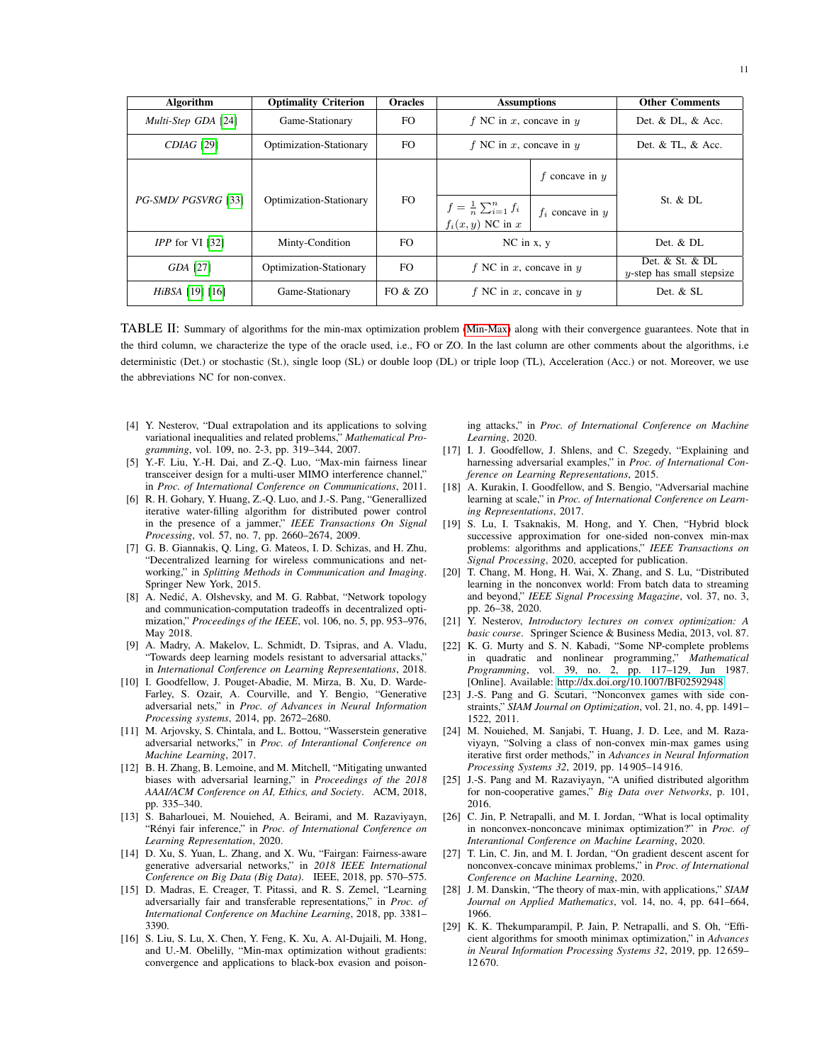| Algorithm | Optimality Criterion | Oracles | Assumptions | | Other Comments |
|---|---|---|---|---|---|
| *Multi-Step GDA* [24] | Game-Stationary | FO | $f$ NC in $x$, concave in $y$ | | Det. & DL, & Acc. |
| *CDIAG* [29] | Optimization-Stationary | FO | $f$ NC in $x$, concave in $y$ | | Det. & TL, & Acc. |
| *PG-SMD/ PGSVRG* [33] | Optimization-Stationary | FO | $f = \frac{1}{n}\sum_{i=1}^{n} f_i$ $f_i(x,y)$ NC in $x$ | $f$ concave in $y$ | St. & DL |
| | | | | $f_i$ concave in $y$ | |
| *IPP* for VI [32] | Minty-Condition | FO | NC in x, y | | Det. & DL |
| *GDA* [27] | Optimization-Stationary | FO | $f$ NC in $x$, concave in $y$ | | Det. & St. & DL $y$-step has small stepsize |
| *HiBSA* [19] [16] | Game-Stationary | FO & ZO | $f$ NC in $x$, concave in $y$ | | Det. & SL |

TABLE II: Summary of algorithms for the min-max optimization problem (Min-Max) along with their convergence guarantees. Note that in the third column, we characterize the type of the oracle used, i.e., FO or ZO. In the last column are other comments about the algorithms, i.e deterministic (Det.) or stochastic (St.), single loop (SL) or double loop (DL) or triple loop (TL), Acceleration (Acc.) or not. Moreover, we use the abbreviations NC for non-convex.

[4] Y. Nesterov, "Dual extrapolation and its applications to solving variational inequalities and related problems," *Mathematical Programming*, vol. 109, no. 2-3, pp. 319–344, 2007.

[5] Y.-F. Liu, Y.-H. Dai, and Z.-Q. Luo, "Max-min fairness linear transceiver design for a multi-user MIMO interference channel," in *Proc. of International Conference on Communications*, 2011.

[6] R. H. Gohary, Y. Huang, Z.-Q. Luo, and J.-S. Pang, "Generallized iterative water-filling algorithm for distributed power control in the presence of a jammer," *IEEE Transactions On Signal Processing*, vol. 57, no. 7, pp. 2660–2674, 2009.

[7] G. B. Giannakis, Q. Ling, G. Mateos, I. D. Schizas, and H. Zhu, "Decentralized learning for wireless communications and networking," in *Splitting Methods in Communication and Imaging*. Springer New York, 2015.

[8] A. Nedić, A. Olshevsky, and M. G. Rabbat, "Network topology and communication-computation tradeoffs in decentralized optimization," *Proceedings of the IEEE*, vol. 106, no. 5, pp. 953–976, May 2018.

[9] A. Madry, A. Makelov, L. Schmidt, D. Tsipras, and A. Vladu, "Towards deep learning models resistant to adversarial attacks," in *International Conference on Learning Representations*, 2018.

[10] I. Goodfellow, J. Pouget-Abadie, M. Mirza, B. Xu, D. Warde-Farley, S. Ozair, A. Courville, and Y. Bengio, "Generative adversarial nets," in *Proc. of Advances in Neural Information Processing systems*, 2014, pp. 2672–2680.

[11] M. Arjovsky, S. Chintala, and L. Bottou, "Wasserstein generative adversarial networks," in *Proc. of Interantional Conference on Machine Learning*, 2017.

[12] B. H. Zhang, B. Lemoine, and M. Mitchell, "Mitigating unwanted biases with adversarial learning," in *Proceedings of the 2018 AAAI/ACM Conference on AI, Ethics, and Society*. ACM, 2018, pp. 335–340.

[13] S. Baharlouei, M. Nouiehed, A. Beirami, and M. Razaviyayn, "Rényi fair inference," in *Proc. of International Conference on Learning Representation*, 2020.

[14] D. Xu, S. Yuan, L. Zhang, and X. Wu, "Fairgan: Fairness-aware generative adversarial networks," in *2018 IEEE International Conference on Big Data (Big Data)*. IEEE, 2018, pp. 570–575.

[15] D. Madras, E. Creager, T. Pitassi, and R. S. Zemel, "Learning adversarially fair and transferable representations," in *Proc. of International Conference on Machine Learning*, 2018, pp. 3381–3390.

[16] S. Liu, S. Lu, X. Chen, Y. Feng, K. Xu, A. Al-Dujaili, M. Hong, and U.-M. Obelilly, "Min-max optimization without gradients: convergence and applications to black-box evasion and poisoning attacks," in *Proc. of International Conference on Machine Learning*, 2020.

[17] I. J. Goodfellow, J. Shlens, and C. Szegedy, "Explaining and harnessing adversarial examples," in *Proc. of International Conference on Learning Representations*, 2015.

[18] A. Kurakin, I. Goodfellow, and S. Bengio, "Adversarial machine learning at scale," in *Proc. of International Conference on Learning Representations*, 2017.

[19] S. Lu, I. Tsaknakis, M. Hong, and Y. Chen, "Hybrid block successive approximation for one-sided non-convex min-max problems: algorithms and applications," *IEEE Transactions on Signal Processing*, 2020, accepted for publication.

[20] T. Chang, M. Hong, H. Wai, X. Zhang, and S. Lu, "Distributed learning in the nonconvex world: From batch data to streaming and beyond," *IEEE Signal Processing Magazine*, vol. 37, no. 3, pp. 26–38, 2020.

[21] Y. Nesterov, *Introductory lectures on convex optimization: A basic course*. Springer Science & Business Media, 2013, vol. 87.

[22] K. G. Murty and S. N. Kabadi, "Some NP-complete problems in quadratic and nonlinear programming," *Mathematical Programming*, vol. 39, no. 2, pp. 117–129, Jun 1987. [Online]. Available: http://dx.doi.org/10.1007/BF02592948

[23] J.-S. Pang and G. Scutari, "Nonconvex games with side constraints," *SIAM Journal on Optimization*, vol. 21, no. 4, pp. 1491–1522, 2011.

[24] M. Nouiehed, M. Sanjabi, T. Huang, J. D. Lee, and M. Razaviyayn, "Solving a class of non-convex min-max games using iterative first order methods," in *Advances in Neural Information Processing Systems 32*, 2019, pp. 14 905–14 916.

[25] J.-S. Pang and M. Razaviyayn, "A unified distributed algorithm for non-cooperative games," *Big Data over Networks*, p. 101, 2016.

[26] C. Jin, P. Netrapalli, and M. I. Jordan, "What is local optimality in nonconvex-nonconcave minimax optimization?" in *Proc. of Interantional Conference on Machine Learning*, 2020.

[27] T. Lin, C. Jin, and M. I. Jordan, "On gradient descent ascent for nonconvex-concave minimax problems," in *Proc. of International Conference on Machine Learning*, 2020.

[28] J. M. Danskin, "The theory of max-min, with applications," *SIAM Journal on Applied Mathematics*, vol. 14, no. 4, pp. 641–664, 1966.

[29] K. K. Thekumparampil, P. Jain, P. Netrapalli, and S. Oh, "Efficient algorithms for smooth minimax optimization," in *Advances in Neural Information Processing Systems 32*, 2019, pp. 12 659–12 670.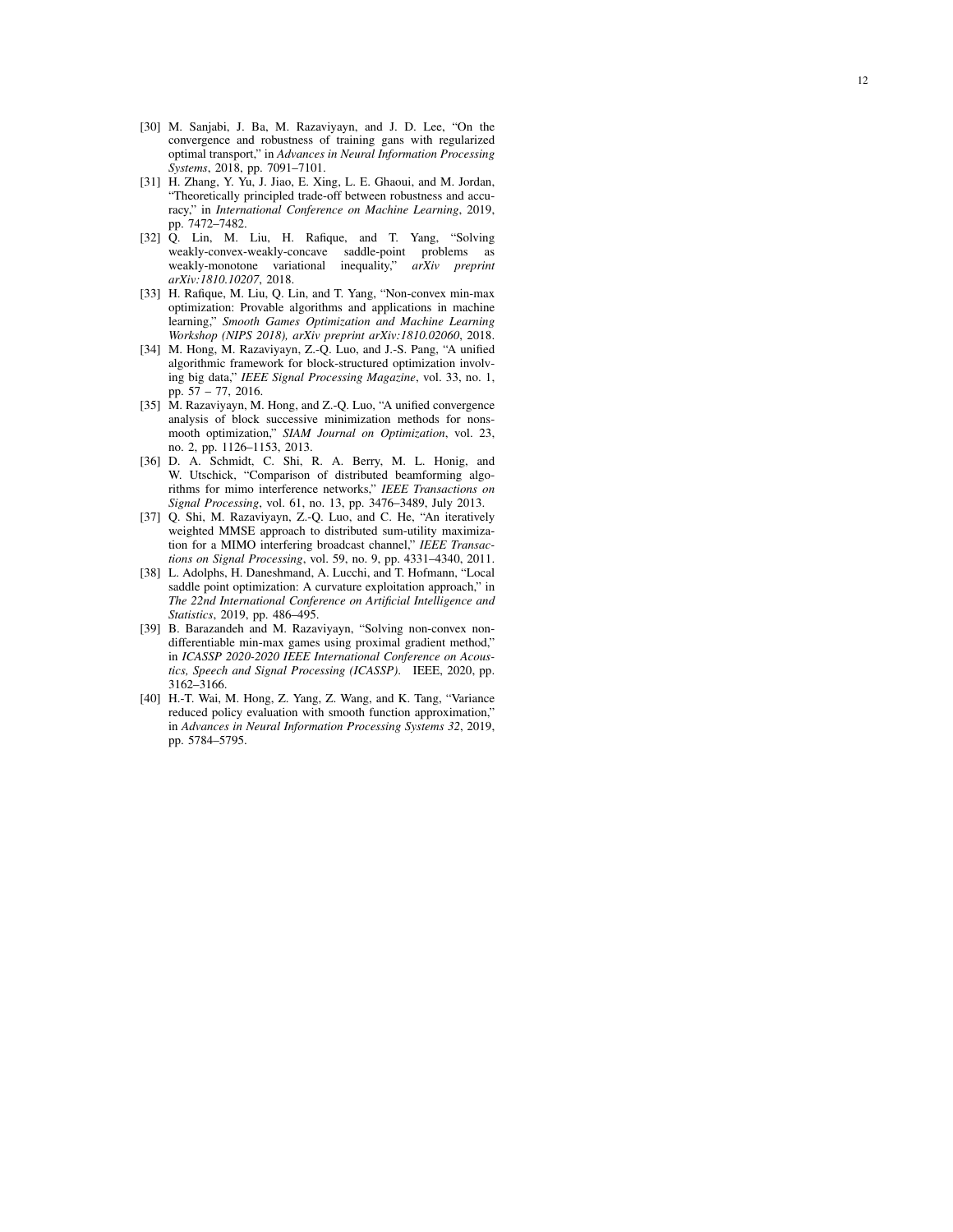[30] M. Sanjabi, J. Ba, M. Razaviyayn, and J. D. Lee, "On the convergence and robustness of training gans with regularized optimal transport," in *Advances in Neural Information Processing Systems*, 2018, pp. 7091–7101.

[31] H. Zhang, Y. Yu, J. Jiao, E. Xing, L. E. Ghaoui, and M. Jordan, "Theoretically principled trade-off between robustness and accuracy," in *International Conference on Machine Learning*, 2019, pp. 7472–7482.

[32] Q. Lin, M. Liu, H. Rafique, and T. Yang, "Solving weakly-convex-weakly-concave saddle-point problems as weakly-monotone variational inequality," *arXiv preprint arXiv:1810.10207*, 2018.

[33] H. Rafique, M. Liu, Q. Lin, and T. Yang, "Non-convex min-max optimization: Provable algorithms and applications in machine learning," *Smooth Games Optimization and Machine Learning Workshop (NIPS 2018), arXiv preprint arXiv:1810.02060*, 2018.

[34] M. Hong, M. Razaviyayn, Z.-Q. Luo, and J.-S. Pang, "A unified algorithmic framework for block-structured optimization involving big data," *IEEE Signal Processing Magazine*, vol. 33, no. 1, pp. 57 – 77, 2016.

[35] M. Razaviyayn, M. Hong, and Z.-Q. Luo, "A unified convergence analysis of block successive minimization methods for nonsmooth optimization," *SIAM Journal on Optimization*, vol. 23, no. 2, pp. 1126–1153, 2013.

[36] D. A. Schmidt, C. Shi, R. A. Berry, M. L. Honig, and W. Utschick, "Comparison of distributed beamforming algorithms for mimo interference networks," *IEEE Transactions on Signal Processing*, vol. 61, no. 13, pp. 3476–3489, July 2013.

[37] Q. Shi, M. Razaviyayn, Z.-Q. Luo, and C. He, "An iteratively weighted MMSE approach to distributed sum-utility maximization for a MIMO interfering broadcast channel," *IEEE Transactions on Signal Processing*, vol. 59, no. 9, pp. 4331–4340, 2011.

[38] L. Adolphs, H. Daneshmand, A. Lucchi, and T. Hofmann, "Local saddle point optimization: A curvature exploitation approach," in *The 22nd International Conference on Artificial Intelligence and Statistics*, 2019, pp. 486–495.

[39] B. Barazandeh and M. Razaviyayn, "Solving non-convex non-differentiable min-max games using proximal gradient method," in *ICASSP 2020-2020 IEEE International Conference on Acoustics, Speech and Signal Processing (ICASSP)*. IEEE, 2020, pp. 3162–3166.

[40] H.-T. Wai, M. Hong, Z. Yang, Z. Wang, and K. Tang, "Variance reduced policy evaluation with smooth function approximation," in *Advances in Neural Information Processing Systems 32*, 2019, pp. 5784–5795.